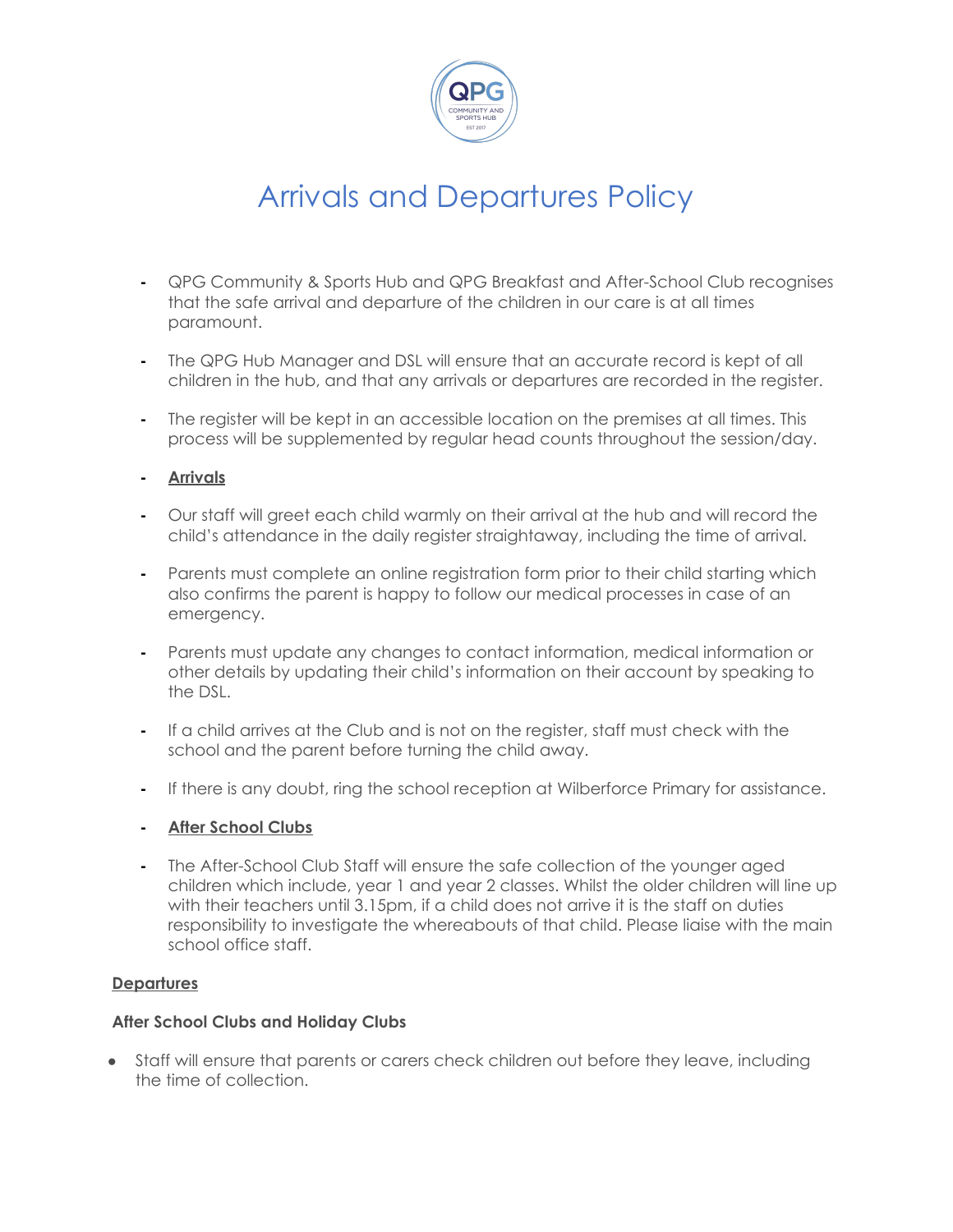# Arrivals and Departures Policy

- QPG Community & Sports Hub and QPG Breakfast and After-School Club recognises that the safe arrival and departure of the children in our care is at all times paramount.

- The QPG Hub Manager and DSL will ensure that an accurate record is kept of all children in the hub, and that any arrivals or departures are recorded in the register.

- The register will be kept in an accessible location on the premises at all times. This process will be supplemented by regular head counts throughout the session/day.

- **Arrivals**

- Our staff will greet each child warmly on their arrival at the hub and will record the child's attendance in the daily register straightaway, including the time of arrival.

- Parents must complete an online registration form prior to their child starting which also confirms the parent is happy to follow our medical processes in case of an emergency.

- Parents must update any changes to contact information, medical information or other details by updating their child's information on their account by speaking to the DSL.

- If a child arrives at the Club and is not on the register, staff must check with the school and the parent before turning the child away.

- If there is any doubt, ring the school reception at Wilberforce Primary for assistance.

- **After School Clubs**

- The After-School Club Staff will ensure the safe collection of the younger aged children which include, year 1 and year 2 classes. Whilst the older children will line up with their teachers until 3.15pm, if a child does not arrive it is the staff on duties responsibility to investigate the whereabouts of that child. Please liaise with the main school office staff.

**Departures**

**After School Clubs and Holiday Clubs**

- Staff will ensure that parents or carers check children out before they leave, including the time of collection.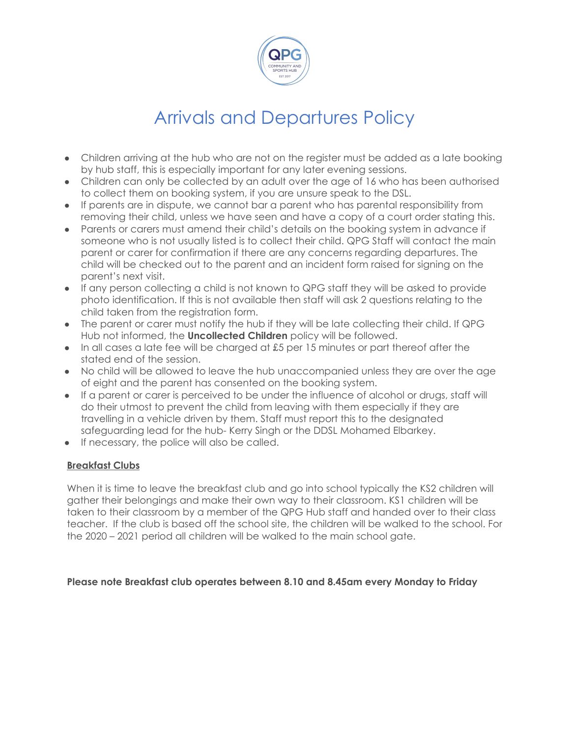# Arrivals and Departures Policy

- Children arriving at the hub who are not on the register must be added as a late booking by hub staff, this is especially important for any later evening sessions.
- Children can only be collected by an adult over the age of 16 who has been authorised to collect them on booking system, if you are unsure speak to the DSL.
- If parents are in dispute, we cannot bar a parent who has parental responsibility from removing their child, unless we have seen and have a copy of a court order stating this.
- Parents or carers must amend their child's details on the booking system in advance if someone who is not usually listed is to collect their child. QPG Staff will contact the main parent or carer for confirmation if there are any concerns regarding departures. The child will be checked out to the parent and an incident form raised for signing on the parent's next visit.
- If any person collecting a child is not known to QPG staff they will be asked to provide photo identification. If this is not available then staff will ask 2 questions relating to the child taken from the registration form.
- The parent or carer must notify the hub if they will be late collecting their child. If QPG Hub not informed, the **Uncollected Children** policy will be followed.
- In all cases a late fee will be charged at £5 per 15 minutes or part thereof after the stated end of the session.
- No child will be allowed to leave the hub unaccompanied unless they are over the age of eight and the parent has consented on the booking system.
- If a parent or carer is perceived to be under the influence of alcohol or drugs, staff will do their utmost to prevent the child from leaving with them especially if they are travelling in a vehicle driven by them. Staff must report this to the designated safeguarding lead for the hub- Kerry Singh or the DDSL Mohamed Elbarkey.
- If necessary, the police will also be called.

## Breakfast Clubs

When it is time to leave the breakfast club and go into school typically the KS2 children will gather their belongings and make their own way to their classroom. KS1 children will be taken to their classroom by a member of the QPG Hub staff and handed over to their class teacher. If the club is based off the school site, the children will be walked to the school. For the 2020 – 2021 period all children will be walked to the main school gate.

**Please note Breakfast club operates between 8.10 and 8.45am every Monday to Friday**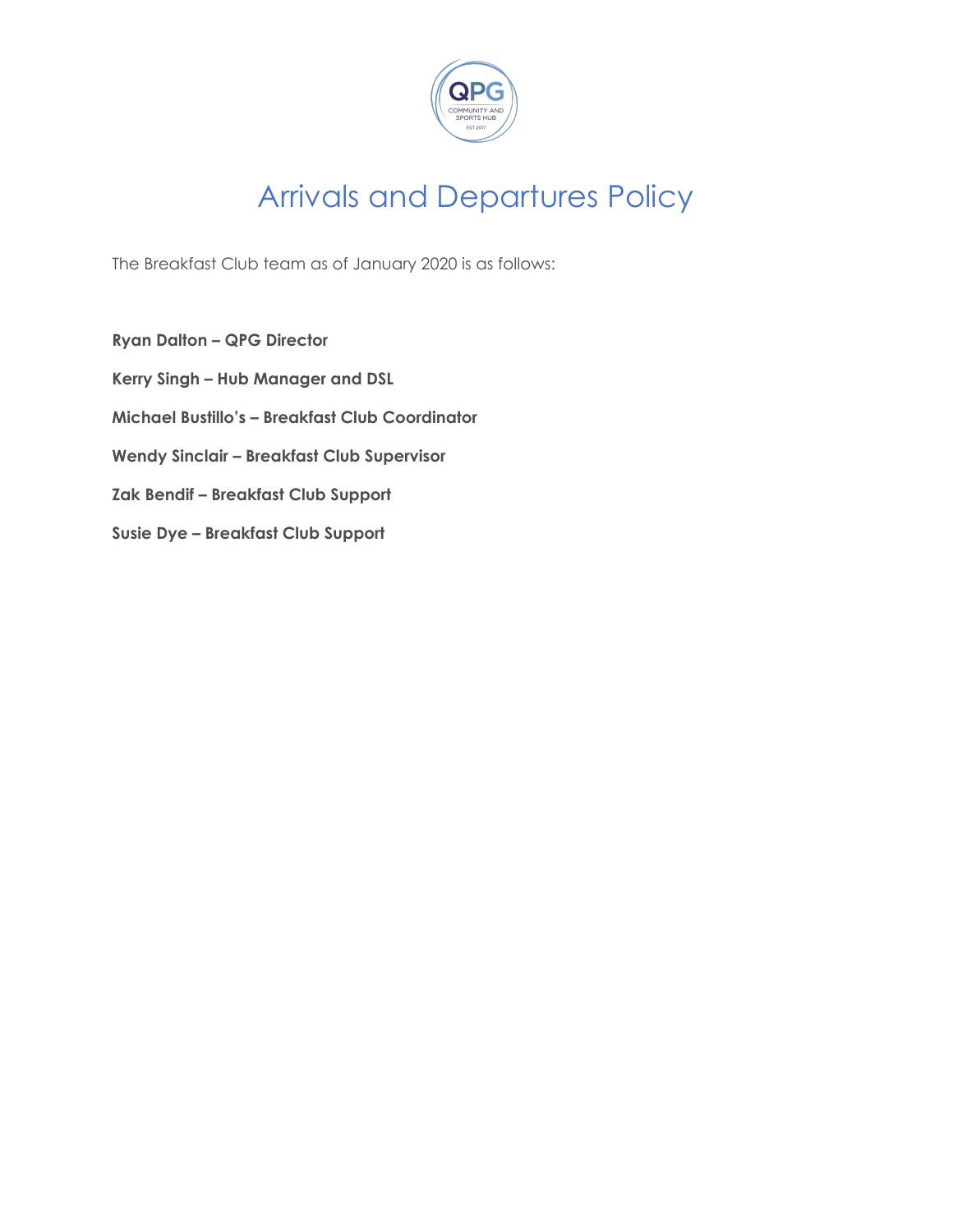# Arrivals and Departures Policy

The Breakfast Club team as of January 2020 is as follows:

**Ryan Dalton – QPG Director**

**Kerry Singh – Hub Manager and DSL**

**Michael Bustillo's – Breakfast Club Coordinator**

**Wendy Sinclair – Breakfast Club Supervisor**

**Zak Bendif – Breakfast Club Support**

**Susie Dye – Breakfast Club Support**